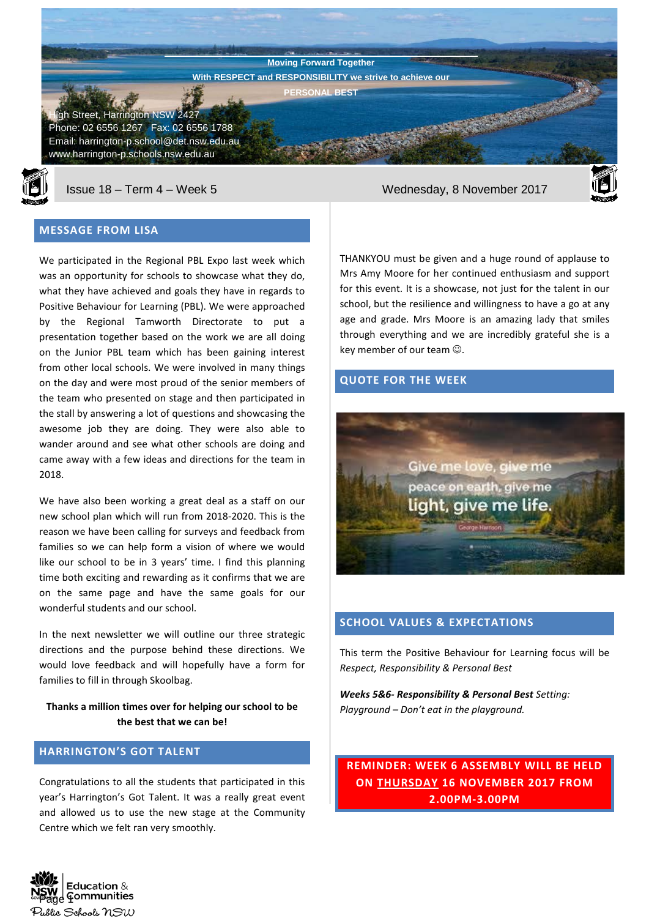Moving Forward Together

With RESPECT and RESPONSIBILITY we strive to achieve our PERSONAL BEST

High Street, Harrington NSW 2427
Phone: 02 6556 1267 Fax: 02 6556 1788
Email: harrington-p.school@det.nsw.edu.au
www.harrington-p.schools.nsw.edu.au

Issue 18 – Term 4 – Week 5 | Wednesday, 8 November 2017

## MESSAGE FROM LISA

We participated in the Regional PBL Expo last week which was an opportunity for schools to showcase what they do, what they have achieved and goals they have in regards to Positive Behaviour for Learning (PBL). We were approached by the Regional Tamworth Directorate to put a presentation together based on the work we are all doing on the Junior PBL team which has been gaining interest from other local schools. We were involved in many things on the day and were most proud of the senior members of the team who presented on stage and then participated in the stall by answering a lot of questions and showcasing the awesome job they are doing. They were also able to wander around and see what other schools are doing and came away with a few ideas and directions for the team in 2018.

We have also been working a great deal as a staff on our new school plan which will run from 2018-2020. This is the reason we have been calling for surveys and feedback from families so we can help form a vision of where we would like our school to be in 3 years' time. I find this planning time both exciting and rewarding as it confirms that we are on the same page and have the same goals for our wonderful students and our school.

In the next newsletter we will outline our three strategic directions and the purpose behind these directions. We would love feedback and will hopefully have a form for families to fill in through Skoolbag.

**Thanks a million times over for helping our school to be the best that we can be!**

## HARRINGTON'S GOT TALENT

Congratulations to all the students that participated in this year's Harrington's Got Talent. It was a really great event and allowed us to use the new stage at the Community Centre which we felt ran very smoothly.

THANKYOU must be given and a huge round of applause to Mrs Amy Moore for her continued enthusiasm and support for this event. It is a showcase, not just for the talent in our school, but the resilience and willingness to have a go at any age and grade. Mrs Moore is an amazing lady that smiles through everything and we are incredibly grateful she is a key member of our team ☺.

## QUOTE FOR THE WEEK

Give me love, give me peace on earth, give me light, give me life.

George Harrison

## SCHOOL VALUES & EXPECTATIONS

This term the Positive Behaviour for Learning focus will be *Respect, Responsibility & Personal Best*

***Weeks 5&6- Responsibility & Personal Best*** *Setting: Playground – Don't eat in the playground.*

**REMINDER: WEEK 6 ASSEMBLY WILL BE HELD ON THURSDAY 16 NOVEMBER 2017 FROM 2.00PM-3.00PM**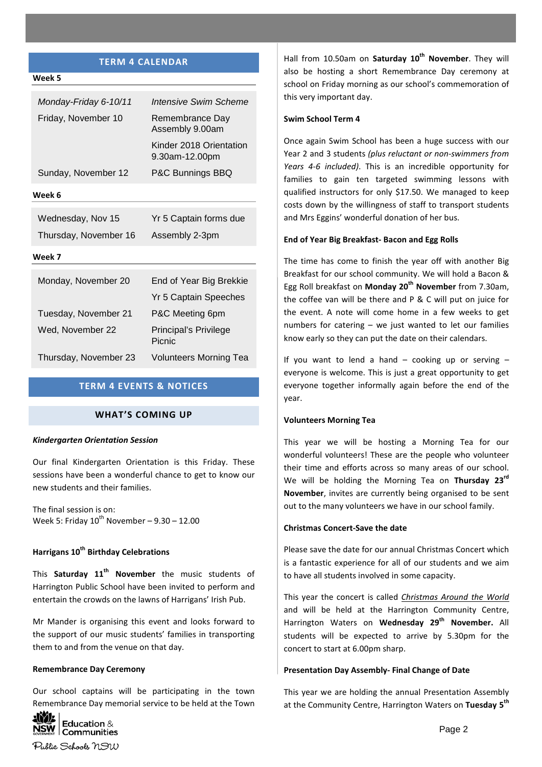## TERM 4 CALENDAR

**Week 5**

| | |
|---|---|
| *Monday-Friday 6-10/11* | *Intensive Swim Scheme* |
| Friday, November 10 | Remembrance Day Assembly 9.00am |
| | Kinder 2018 Orientation 9.30am-12.00pm |
| Sunday, November 12 | P&C Bunnings BBQ |

**Week 6**

| | |
|---|---|
| Wednesday, Nov 15 | Yr 5 Captain forms due |
| Thursday, November 16 | Assembly 2-3pm |

**Week 7**

| | |
|---|---|
| Monday, November 20 | End of Year Big Brekkie |
| | Yr 5 Captain Speeches |
| Tuesday, November 21 | P&C Meeting 6pm |
| Wed, November 22 | Principal's Privilege Picnic |
| Thursday, November 23 | Volunteers Morning Tea |

## TERM 4 EVENTS & NOTICES

### WHAT'S COMING UP

***Kindergarten Orientation Session***

Our final Kindergarten Orientation is this Friday. These sessions have been a wonderful chance to get to know our new students and their families.

The final session is on:
Week 5: Friday 10th November – 9.30 – 12.00

**Harrigans 10th Birthday Celebrations**

This **Saturday 11th November** the music students of Harrington Public School have been invited to perform and entertain the crowds on the lawns of Harrigans' Irish Pub.

Mr Mander is organising this event and looks forward to the support of our music students' families in transporting them to and from the venue on that day.

**Remembrance Day Ceremony**

Our school captains will be participating in the town Remembrance Day memorial service to be held at the Town Hall from 10.50am on **Saturday 10th November**. They will also be hosting a short Remembrance Day ceremony at school on Friday morning as our school's commemoration of this very important day.

**Swim School Term 4**

Once again Swim School has been a huge success with our Year 2 and 3 students *(plus reluctant or non-swimmers from Years 4-6 included)*. This is an incredible opportunity for families to gain ten targeted swimming lessons with qualified instructors for only $17.50. We managed to keep costs down by the willingness of staff to transport students and Mrs Eggins' wonderful donation of her bus.

**End of Year Big Breakfast- Bacon and Egg Rolls**

The time has come to finish the year off with another Big Breakfast for our school community. We will hold a Bacon & Egg Roll breakfast on **Monday 20th November** from 7.30am, the coffee van will be there and P & C will put on juice for the event. A note will come home in a few weeks to get numbers for catering – we just wanted to let our families know early so they can put the date on their calendars.

If you want to lend a hand – cooking up or serving – everyone is welcome. This is just a great opportunity to get everyone together informally again before the end of the year.

**Volunteers Morning Tea**

This year we will be hosting a Morning Tea for our wonderful volunteers! These are the people who volunteer their time and efforts across so many areas of our school. We will be holding the Morning Tea on **Thursday 23rd November**, invites are currently being organised to be sent out to the many volunteers we have in our school family.

**Christmas Concert-Save the date**

Please save the date for our annual Christmas Concert which is a fantastic experience for all of our students and we aim to have all students involved in some capacity.

This year the concert is called *Christmas Around the World* and will be held at the Harrington Community Centre, Harrington Waters on **Wednesday 29th November.** All students will be expected to arrive by 5.30pm for the concert to start at 6.00pm sharp.

**Presentation Day Assembly- Final Change of Date**

This year we are holding the annual Presentation Assembly at the Community Centre, Harrington Waters on **Tuesday 5th**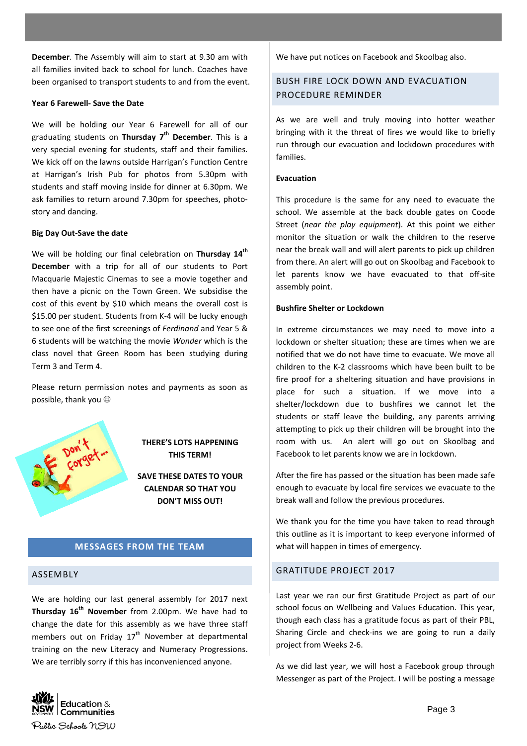**December**. The Assembly will aim to start at 9.30 am with all families invited back to school for lunch. Coaches have been organised to transport students to and from the event.

**Year 6 Farewell- Save the Date**

We will be holding our Year 6 Farewell for all of our graduating students on **Thursday 7th December**. This is a very special evening for students, staff and their families. We kick off on the lawns outside Harrigan's Function Centre at Harrigan's Irish Pub for photos from 5.30pm with students and staff moving inside for dinner at 6.30pm. We ask families to return around 7.30pm for speeches, photo-story and dancing.

**Big Day Out-Save the date**

We will be holding our final celebration on **Thursday 14th December** with a trip for all of our students to Port Macquarie Majestic Cinemas to see a movie together and then have a picnic on the Town Green. We subsidise the cost of this event by $10 which means the overall cost is $15.00 per student. Students from K-4 will be lucky enough to see one of the first screenings of *Ferdinand* and Year 5 & 6 students will be watching the movie *Wonder* which is the class novel that Green Room has been studying during Term 3 and Term 4.

Please return permission notes and payments as soon as possible, thank you ☺

**THERE'S LOTS HAPPENING THIS TERM!**

**SAVE THESE DATES TO YOUR CALENDAR SO THAT YOU DON'T MISS OUT!**

## MESSAGES FROM THE TEAM

### ASSEMBLY

We are holding our last general assembly for 2017 next **Thursday 16th November** from 2.00pm. We have had to change the date for this assembly as we have three staff members out on Friday 17th November at departmental training on the new Literacy and Numeracy Progressions. We are terribly sorry if this has inconvenienced anyone.

We have put notices on Facebook and Skoolbag also.

### BUSH FIRE LOCK DOWN AND EVACUATION PROCEDURE REMINDER

As we are well and truly moving into hotter weather bringing with it the threat of fires we would like to briefly run through our evacuation and lockdown procedures with families.

**Evacuation**

This procedure is the same for any need to evacuate the school. We assemble at the back double gates on Coode Street (*near the play equipment*). At this point we either monitor the situation or walk the children to the reserve near the break wall and will alert parents to pick up children from there. An alert will go out on Skoolbag and Facebook to let parents know we have evacuated to that off-site assembly point.

**Bushfire Shelter or Lockdown**

In extreme circumstances we may need to move into a lockdown or shelter situation; these are times when we are notified that we do not have time to evacuate. We move all children to the K-2 classrooms which have been built to be fire proof for a sheltering situation and have provisions in place for such a situation. If we move into a shelter/lockdown due to bushfires we cannot let the students or staff leave the building, any parents arriving attempting to pick up their children will be brought into the room with us. An alert will go out on Skoolbag and Facebook to let parents know we are in lockdown.

After the fire has passed or the situation has been made safe enough to evacuate by local fire services we evacuate to the break wall and follow the previous procedures.

We thank you for the time you have taken to read through this outline as it is important to keep everyone informed of what will happen in times of emergency.

### GRATITUDE PROJECT 2017

Last year we ran our first Gratitude Project as part of our school focus on Wellbeing and Values Education. This year, though each class has a gratitude focus as part of their PBL, Sharing Circle and check-ins we are going to run a daily project from Weeks 2-6.

As we did last year, we will host a Facebook group through Messenger as part of the Project. I will be posting a message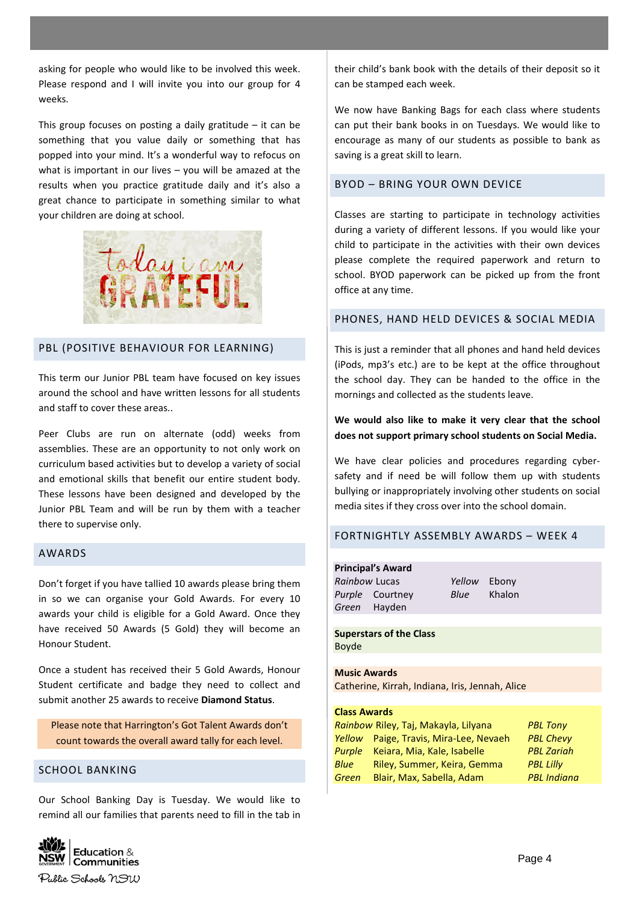asking for people who would like to be involved this week. Please respond and I will invite you into our group for 4 weeks.

This group focuses on posting a daily gratitude – it can be something that you value daily or something that has popped into your mind. It's a wonderful way to refocus on what is important in our lives – you will be amazed at the results when you practice gratitude daily and it's also a great chance to participate in something similar to what your children are doing at school.

## PBL (POSITIVE BEHAVIOUR FOR LEARNING)

This term our Junior PBL team have focused on key issues around the school and have written lessons for all students and staff to cover these areas..

Peer Clubs are run on alternate (odd) weeks from assemblies. These are an opportunity to not only work on curriculum based activities but to develop a variety of social and emotional skills that benefit our entire student body. These lessons have been designed and developed by the Junior PBL Team and will be run by them with a teacher there to supervise only.

## AWARDS

Don't forget if you have tallied 10 awards please bring them in so we can organise your Gold Awards. For every 10 awards your child is eligible for a Gold Award. Once they have received 50 Awards (5 Gold) they will become an Honour Student.

Once a student has received their 5 Gold Awards, Honour Student certificate and badge they need to collect and submit another 25 awards to receive **Diamond Status**.

Please note that Harrington's Got Talent Awards don't count towards the overall award tally for each level.

## SCHOOL BANKING

Our School Banking Day is Tuesday. We would like to remind all our families that parents need to fill in the tab in their child's bank book with the details of their deposit so it can be stamped each week.

We now have Banking Bags for each class where students can put their bank books in on Tuesdays. We would like to encourage as many of our students as possible to bank as saving is a great skill to learn.

## BYOD – BRING YOUR OWN DEVICE

Classes are starting to participate in technology activities during a variety of different lessons. If you would like your child to participate in the activities with their own devices please complete the required paperwork and return to school. BYOD paperwork can be picked up from the front office at any time.

## PHONES, HAND HELD DEVICES & SOCIAL MEDIA

This is just a reminder that all phones and hand held devices (iPods, mp3's etc.) are to be kept at the office throughout the school day. They can be handed to the office in the mornings and collected as the students leave.

**We would also like to make it very clear that the school does not support primary school students on Social Media.**

We have clear policies and procedures regarding cyber-safety and if need be will follow them up with students bullying or inappropriately involving other students on social media sites if they cross over into the school domain.

## FORTNIGHTLY ASSEMBLY AWARDS – WEEK 4

**Principal's Award**

*Rainbow* Lucas
*Purple* Courtney
*Green* Hayden
*Yellow* Ebony
*Blue* Khalon

**Superstars of the Class**

Boyde

**Music Awards**

Catherine, Kirrah, Indiana, Iris, Jennah, Alice

**Class Awards**

| Class | Students | PBL |
|---|---|---|
| *Rainbow* | Riley, Taj, Makayla, Lilyana | *PBL Tony* |
| *Yellow* | Paige, Travis, Mira-Lee, Nevaeh | *PBL Chevy* |
| *Purple* | Keiara, Mia, Kale, Isabelle | *PBL Zariah* |
| *Blue* | Riley, Summer, Keira, Gemma | *PBL Lilly* |
| *Green* | Blair, Max, Sabella, Adam | *PBL Indiana* |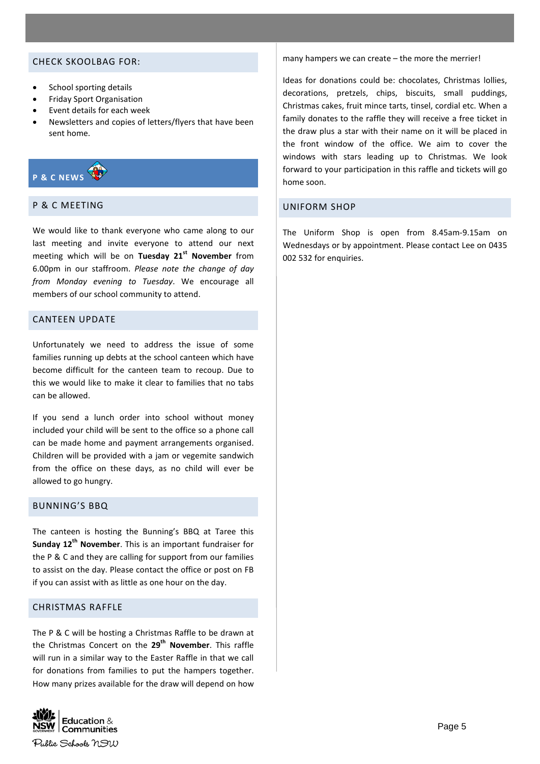## CHECK SKOOLBAG FOR:

- School sporting details
- Friday Sport Organisation
- Event details for each week
- Newsletters and copies of letters/flyers that have been sent home.

# P & C NEWS

## P & C MEETING

We would like to thank everyone who came along to our last meeting and invite everyone to attend our next meeting which will be on **Tuesday 21st November** from 6.00pm in our staffroom. *Please note the change of day from Monday evening to Tuesday*. We encourage all members of our school community to attend.

## CANTEEN UPDATE

Unfortunately we need to address the issue of some families running up debts at the school canteen which have become difficult for the canteen team to recoup. Due to this we would like to make it clear to families that no tabs can be allowed.

If you send a lunch order into school without money included your child will be sent to the office so a phone call can be made home and payment arrangements organised. Children will be provided with a jam or vegemite sandwich from the office on these days, as no child will ever be allowed to go hungry.

## BUNNING'S BBQ

The canteen is hosting the Bunning's BBQ at Taree this **Sunday 12th November**. This is an important fundraiser for the P & C and they are calling for support from our families to assist on the day. Please contact the office or post on FB if you can assist with as little as one hour on the day.

## CHRISTMAS RAFFLE

The P & C will be hosting a Christmas Raffle to be drawn at the Christmas Concert on the **29th November**. This raffle will run in a similar way to the Easter Raffle in that we call for donations from families to put the hampers together. How many prizes available for the draw will depend on how many hampers we can create – the more the merrier!

Ideas for donations could be: chocolates, Christmas lollies, decorations, pretzels, chips, biscuits, small puddings, Christmas cakes, fruit mince tarts, tinsel, cordial etc. When a family donates to the raffle they will receive a free ticket in the draw plus a star with their name on it will be placed in the front window of the office. We aim to cover the windows with stars leading up to Christmas. We look forward to your participation in this raffle and tickets will go home soon.

## UNIFORM SHOP

The Uniform Shop is open from 8.45am-9.15am on Wednesdays or by appointment. Please contact Lee on 0435 002 532 for enquiries.